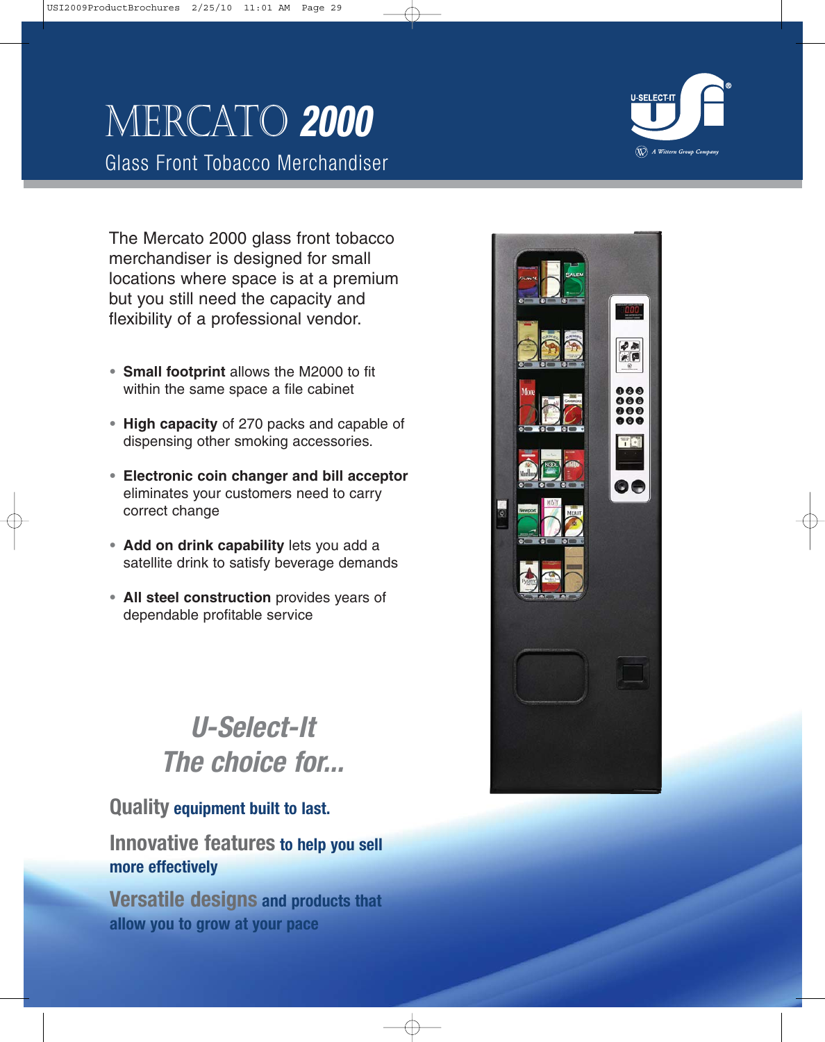# MERCATO 2000

## Glass Front Tobacco Merchandiser

U-SELECT-IT

A Wittern Group Company

The Mercato 2000 glass front tobacco merchandiser is designed for small locations where space is at a premium but you still need the capacity and flexibility of a professional vendor.

- **Small footprint** allows the M2000 to fit within the same space a file cabinet
- **High capacity** of 270 packs and capable of dispensing other smoking accessories.
- **Electronic coin changer and bill acceptor** eliminates your customers need to carry correct change
- **Add on drink capability** lets you add a satellite drink to satisfy beverage demands
- **All steel construction** provides years of dependable profitable service

## *U-Select-It*
## *The choice for...*

**Quality equipment built to last.**

**Innovative features to help you sell more effectively**

**Versatile designs and products that allow you to grow at your pace**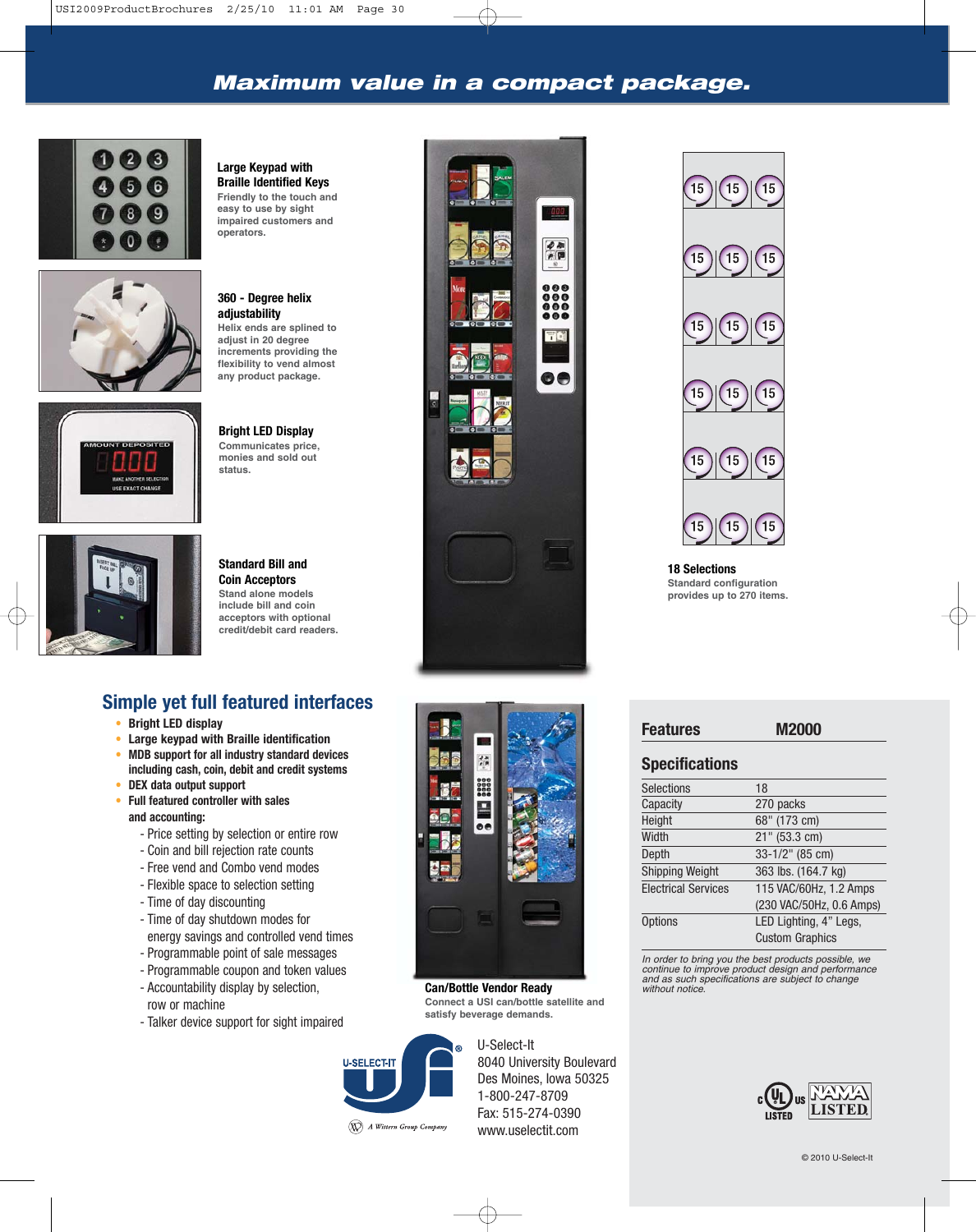# Maximum value in a compact package.

**Large Keypad with Braille Identified Keys**
Friendly to the touch and easy to use by sight impaired customers and operators.

**360 - Degree helix adjustability**
Helix ends are splined to adjust in 20 degree increments providing the flexibility to vend almost any product package.

**Bright LED Display**
Communicates price, monies and sold out status.

**Standard Bill and Coin Acceptors**
Stand alone models include bill and coin acceptors with optional credit/debit card readers.

**18 Selections**
Standard configuration provides up to 270 items.

## Simple yet full featured interfaces

- Bright LED display
- Large keypad with Braille identification
- MDB support for all industry standard devices including cash, coin, debit and credit systems
- DEX data output support
- Full featured controller with sales and accounting:
  - Price setting by selection or entire row
  - Coin and bill rejection rate counts
  - Free vend and Combo vend modes
  - Flexible space to selection setting
  - Time of day discounting
  - Time of day shutdown modes for energy savings and controlled vend times
  - Programmable point of sale messages
  - Programmable coupon and token values
  - Accountability display by selection, row or machine
  - Talker device support for sight impaired

**Can/Bottle Vendor Ready**
Connect a USI can/bottle satellite and satisfy beverage demands.

U-Select-It
8040 University Boulevard
Des Moines, Iowa 50325
1-800-247-8709
Fax: 515-274-0390
www.uselectit.com

| Features | M2000 |
|---|---|
| **Specifications** | |
| Selections | 18 |
| Capacity | 270 packs |
| Height | 68" (173 cm) |
| Width | 21" (53.3 cm) |
| Depth | 33-1/2" (85 cm) |
| Shipping Weight | 363 lbs. (164.7 kg) |
| Electrical Services | 115 VAC/60Hz, 1.2 Amps (230 VAC/50Hz, 0.6 Amps) |
| Options | LED Lighting, 4" Legs, Custom Graphics |

*In order to bring you the best products possible, we continue to improve product design and performance and as such specifications are subject to change without notice.*

© 2010 U-Select-It